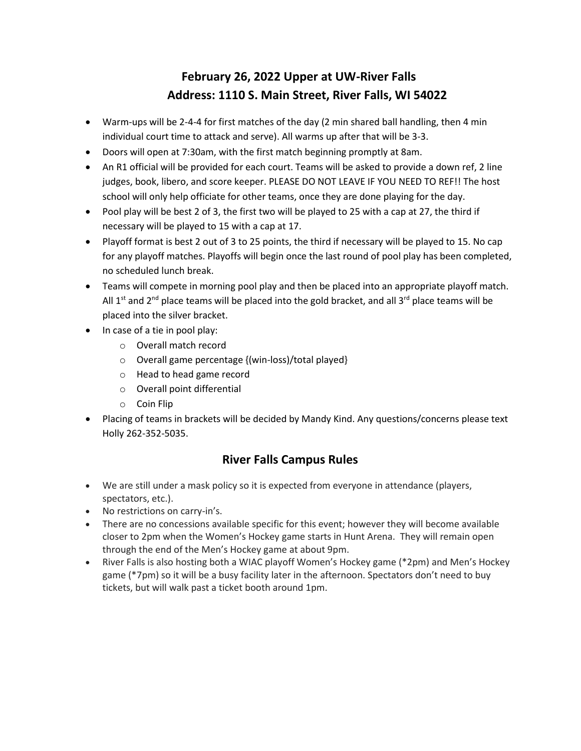# February 26, 2022 Upper at UW-River Falls
# Address: 1110 S. Main Street, River Falls, WI 54022

- Warm-ups will be 2-4-4 for first matches of the day (2 min shared ball handling, then 4 min individual court time to attack and serve). All warms up after that will be 3-3.
- Doors will open at 7:30am, with the first match beginning promptly at 8am.
- An R1 official will be provided for each court. Teams will be asked to provide a down ref, 2 line judges, book, libero, and score keeper. PLEASE DO NOT LEAVE IF YOU NEED TO REF!! The host school will only help officiate for other teams, once they are done playing for the day.
- Pool play will be best 2 of 3, the first two will be played to 25 with a cap at 27, the third if necessary will be played to 15 with a cap at 17.
- Playoff format is best 2 out of 3 to 25 points, the third if necessary will be played to 15. No cap for any playoff matches. Playoffs will begin once the last round of pool play has been completed, no scheduled lunch break.
- Teams will compete in morning pool play and then be placed into an appropriate playoff match. All 1st and 2nd place teams will be placed into the gold bracket, and all 3rd place teams will be placed into the silver bracket.
- In case of a tie in pool play:
  - Overall match record
  - Overall game percentage {(win-loss)/total played}
  - Head to head game record
  - Overall point differential
  - Coin Flip
- Placing of teams in brackets will be decided by Mandy Kind. Any questions/concerns please text Holly 262-352-5035.

## River Falls Campus Rules

- We are still under a mask policy so it is expected from everyone in attendance (players, spectators, etc.).
- No restrictions on carry-in's.
- There are no concessions available specific for this event; however they will become available closer to 2pm when the Women's Hockey game starts in Hunt Arena. They will remain open through the end of the Men's Hockey game at about 9pm.
- River Falls is also hosting both a WIAC playoff Women's Hockey game (*2pm) and Men's Hockey game (*7pm) so it will be a busy facility later in the afternoon. Spectators don't need to buy tickets, but will walk past a ticket booth around 1pm.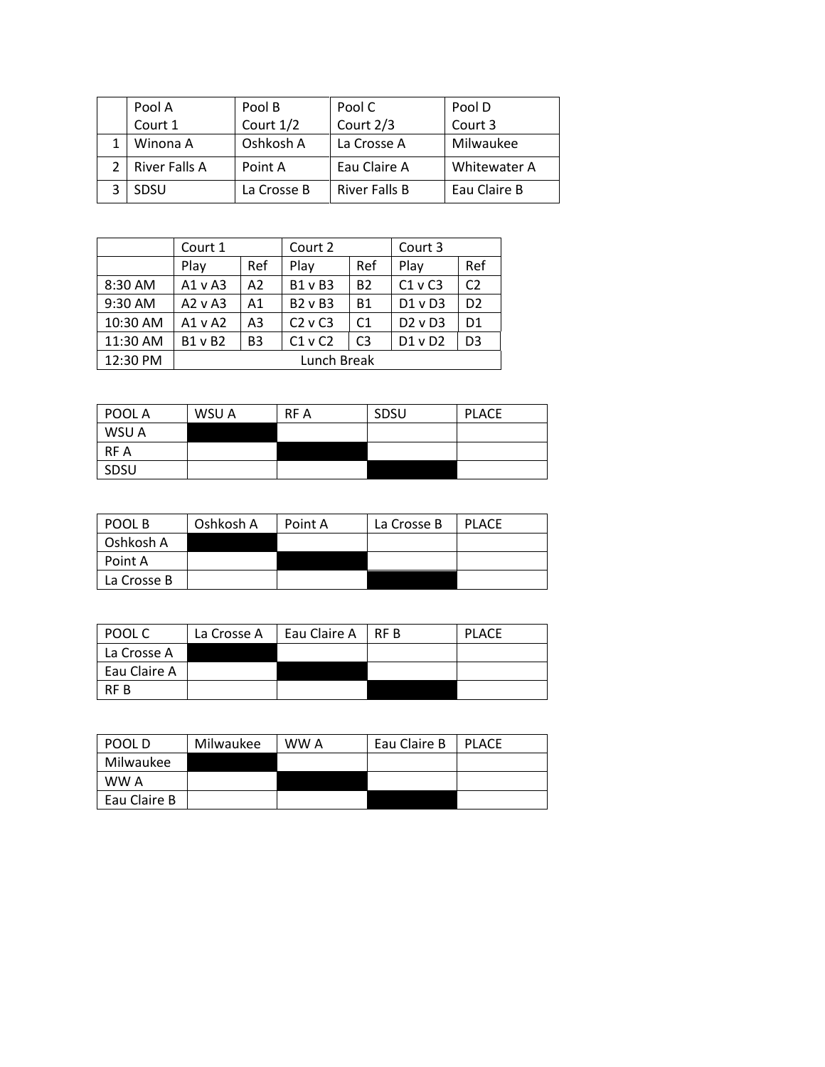| | Pool A<br>Court 1 | Pool B<br>Court 1/2 | Pool C<br>Court 2/3 | Pool D<br>Court 3 |
|---|---|---|---|---|
| 1 | Winona A | Oshkosh A | La Crosse A | Milwaukee |
| 2 | River Falls A | Point A | Eau Claire A | Whitewater A |
| 3 | SDSU | La Crosse B | River Falls B | Eau Claire B |

| | Court 1 | | Court 2 | | Court 3 | |
|---|---|---|---|---|---|---|
| | Play | Ref | Play | Ref | Play | Ref |
| 8:30 AM | A1 v A3 | A2 | B1 v B3 | B2 | C1 v C3 | C2 |
| 9:30 AM | A2 v A3 | A1 | B2 v B3 | B1 | D1 v D3 | D2 |
| 10:30 AM | A1 v A2 | A3 | C2 v C3 | C1 | D2 v D3 | D1 |
| 11:30 AM | B1 v B2 | B3 | C1 v C2 | C3 | D1 v D2 | D3 |
| 12:30 PM | Lunch Break | | | | | |

| POOL A | WSU A | RF A | SDSU | PLACE |
|---|---|---|---|---|
| WSU A | | | | |
| RF A | | | | |
| SDSU | | | | |

| POOL B | Oshkosh A | Point A | La Crosse B | PLACE |
|---|---|---|---|---|
| Oshkosh A | | | | |
| Point A | | | | |
| La Crosse B | | | | |

| POOL C | La Crosse A | Eau Claire A | RF B | PLACE |
|---|---|---|---|---|
| La Crosse A | | | | |
| Eau Claire A | | | | |
| RF B | | | | |

| POOL D | Milwaukee | WW A | Eau Claire B | PLACE |
|---|---|---|---|---|
| Milwaukee | | | | |
| WW A | | | | |
| Eau Claire B | | | | |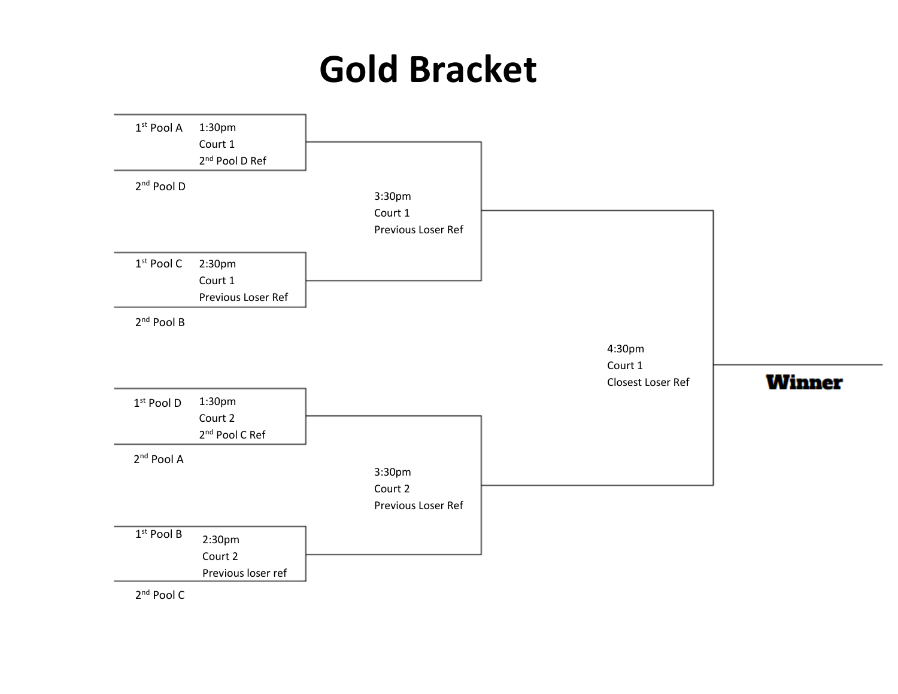# Gold Bracket

**Round 1**

- 1st Pool A vs. 2nd Pool D — 1:30pm, Court 1, 2nd Pool D Ref
- 1st Pool C vs. 2nd Pool B — 2:30pm, Court 1, Previous Loser Ref
- 1st Pool D vs. 2nd Pool A — 1:30pm, Court 2, 2nd Pool C Ref
- 1st Pool B vs. 2nd Pool C — 2:30pm, Court 2, Previous loser ref

**Semifinals**

- Winner (1st Pool A / 2nd Pool D) vs. Winner (1st Pool C / 2nd Pool B) — 3:30pm, Court 1, Previous Loser Ref
- Winner (1st Pool D / 2nd Pool A) vs. Winner (1st Pool B / 2nd Pool C) — 3:30pm, Court 2, Previous Loser Ref

**Final**

- 4:30pm, Court 1, Closest Loser Ref

**Winner**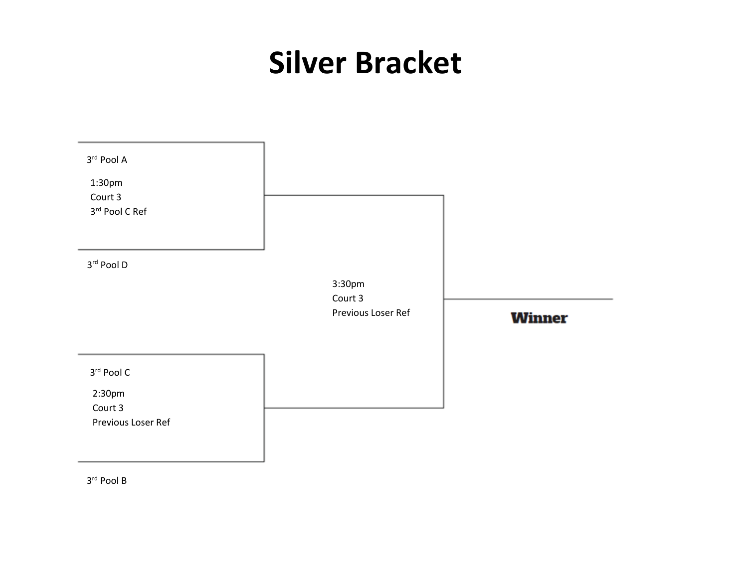# Silver Bracket

3rd Pool A

1:30pm
Court 3
3rd Pool C Ref

3rd Pool D

3:30pm
Court 3
Previous Loser Ref

**Winner**

3rd Pool C

2:30pm
Court 3
Previous Loser Ref

3rd Pool B